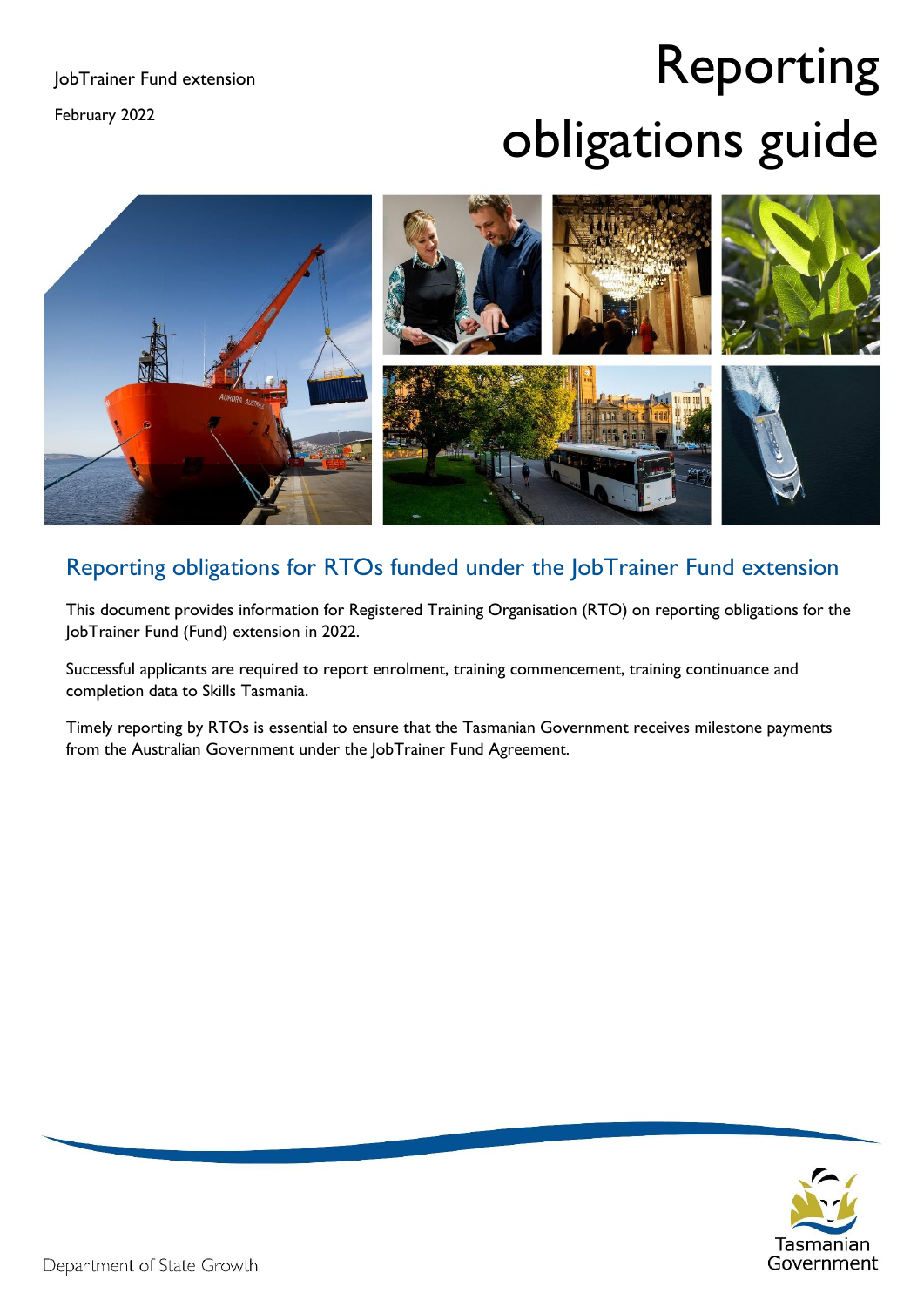JobTrainer Fund extension

February 2022

# Reporting obligations guide

## Reporting obligations for RTOs funded under the JobTrainer Fund extension

This document provides information for Registered Training Organisation (RTO) on reporting obligations for the JobTrainer Fund (Fund) extension in 2022.

Successful applicants are required to report enrolment, training commencement, training continuance and completion data to Skills Tasmania.

Timely reporting by RTOs is essential to ensure that the Tasmanian Government receives milestone payments from the Australian Government under the JobTrainer Fund Agreement.

Department of State Growth

Tasmanian Government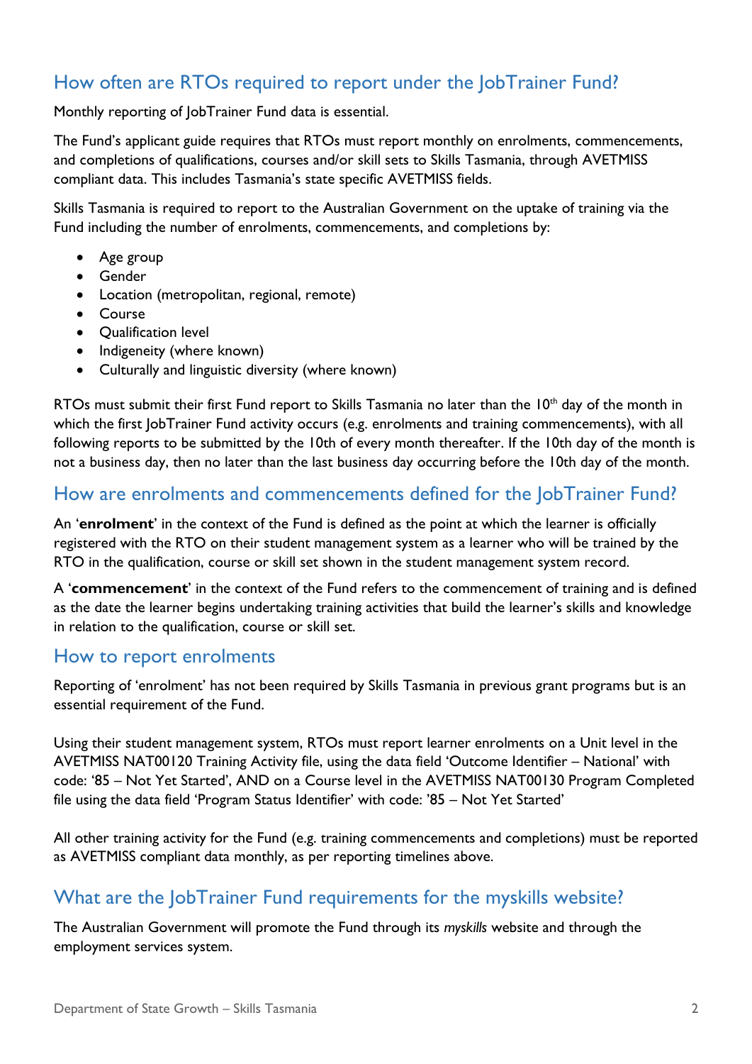## How often are RTOs required to report under the JobTrainer Fund?

Monthly reporting of JobTrainer Fund data is essential.

The Fund's applicant guide requires that RTOs must report monthly on enrolments, commencements, and completions of qualifications, courses and/or skill sets to Skills Tasmania, through AVETMISS compliant data. This includes Tasmania's state specific AVETMISS fields.

Skills Tasmania is required to report to the Australian Government on the uptake of training via the Fund including the number of enrolments, commencements, and completions by:

- Age group
- Gender
- Location (metropolitan, regional, remote)
- Course
- Qualification level
- Indigeneity (where known)
- Culturally and linguistic diversity (where known)

RTOs must submit their first Fund report to Skills Tasmania no later than the 10th day of the month in which the first JobTrainer Fund activity occurs (e.g. enrolments and training commencements), with all following reports to be submitted by the 10th of every month thereafter. If the 10th day of the month is not a business day, then no later than the last business day occurring before the 10th day of the month.

## How are enrolments and commencements defined for the JobTrainer Fund?

An '**enrolment**' in the context of the Fund is defined as the point at which the learner is officially registered with the RTO on their student management system as a learner who will be trained by the RTO in the qualification, course or skill set shown in the student management system record.

A '**commencement**' in the context of the Fund refers to the commencement of training and is defined as the date the learner begins undertaking training activities that build the learner's skills and knowledge in relation to the qualification, course or skill set.

## How to report enrolments

Reporting of 'enrolment' has not been required by Skills Tasmania in previous grant programs but is an essential requirement of the Fund.

Using their student management system, RTOs must report learner enrolments on a Unit level in the AVETMISS NAT00120 Training Activity file, using the data field 'Outcome Identifier – National' with code: '85 – Not Yet Started', AND on a Course level in the AVETMISS NAT00130 Program Completed file using the data field 'Program Status Identifier' with code: '85 – Not Yet Started'

All other training activity for the Fund (e.g. training commencements and completions) must be reported as AVETMISS compliant data monthly, as per reporting timelines above.

## What are the JobTrainer Fund requirements for the myskills website?

The Australian Government will promote the Fund through its *myskills* website and through the employment services system.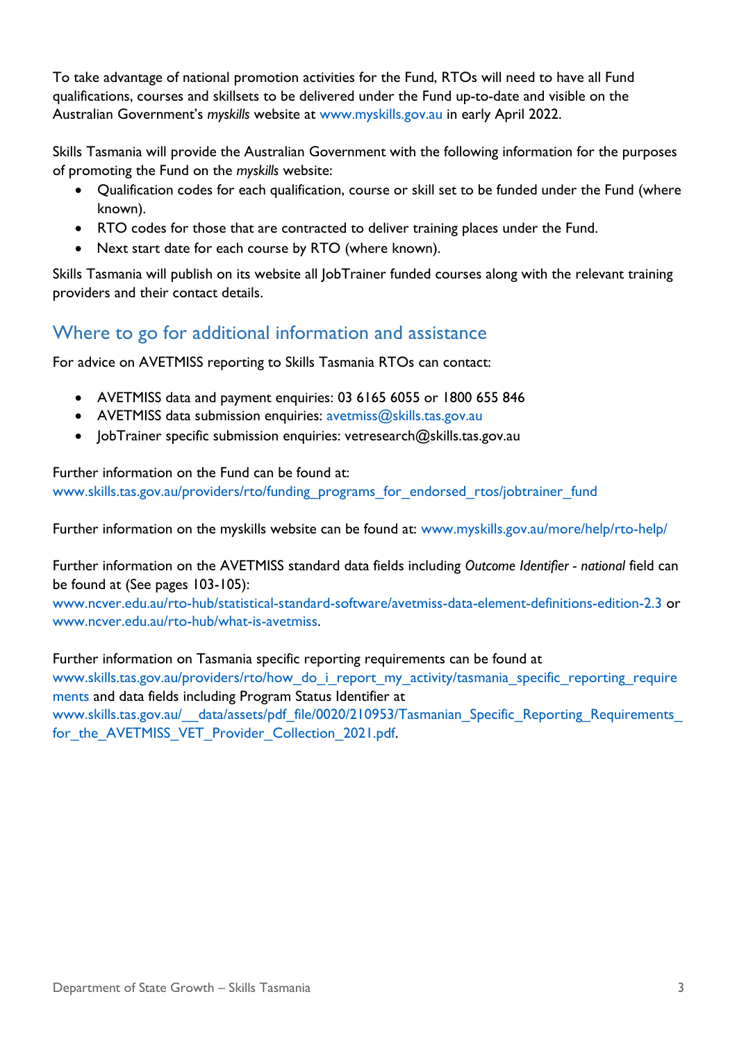To take advantage of national promotion activities for the Fund, RTOs will need to have all Fund qualifications, courses and skillsets to be delivered under the Fund up-to-date and visible on the Australian Government's *myskills* website at www.myskills.gov.au in early April 2022.

Skills Tasmania will provide the Australian Government with the following information for the purposes of promoting the Fund on the *myskills* website:

- Qualification codes for each qualification, course or skill set to be funded under the Fund (where known).
- RTO codes for those that are contracted to deliver training places under the Fund.
- Next start date for each course by RTO (where known).

Skills Tasmania will publish on its website all JobTrainer funded courses along with the relevant training providers and their contact details.

## Where to go for additional information and assistance

For advice on AVETMISS reporting to Skills Tasmania RTOs can contact:

- AVETMISS data and payment enquiries: 03 6165 6055 or 1800 655 846
- AVETMISS data submission enquiries: avetmiss@skills.tas.gov.au
- JobTrainer specific submission enquiries: vetresearch@skills.tas.gov.au

Further information on the Fund can be found at:
www.skills.tas.gov.au/providers/rto/funding_programs_for_endorsed_rtos/jobtrainer_fund

Further information on the myskills website can be found at: www.myskills.gov.au/more/help/rto-help/

Further information on the AVETMISS standard data fields including *Outcome Identifier - national* field can be found at (See pages 103-105):
www.ncver.edu.au/rto-hub/statistical-standard-software/avetmiss-data-element-definitions-edition-2.3 or www.ncver.edu.au/rto-hub/what-is-avetmiss.

Further information on Tasmania specific reporting requirements can be found at www.skills.tas.gov.au/providers/rto/how_do_i_report_my_activity/tasmania_specific_reporting_requirements and data fields including Program Status Identifier at www.skills.tas.gov.au/__data/assets/pdf_file/0020/210953/Tasmanian_Specific_Reporting_Requirements_for_the_AVETMISS_VET_Provider_Collection_2021.pdf.